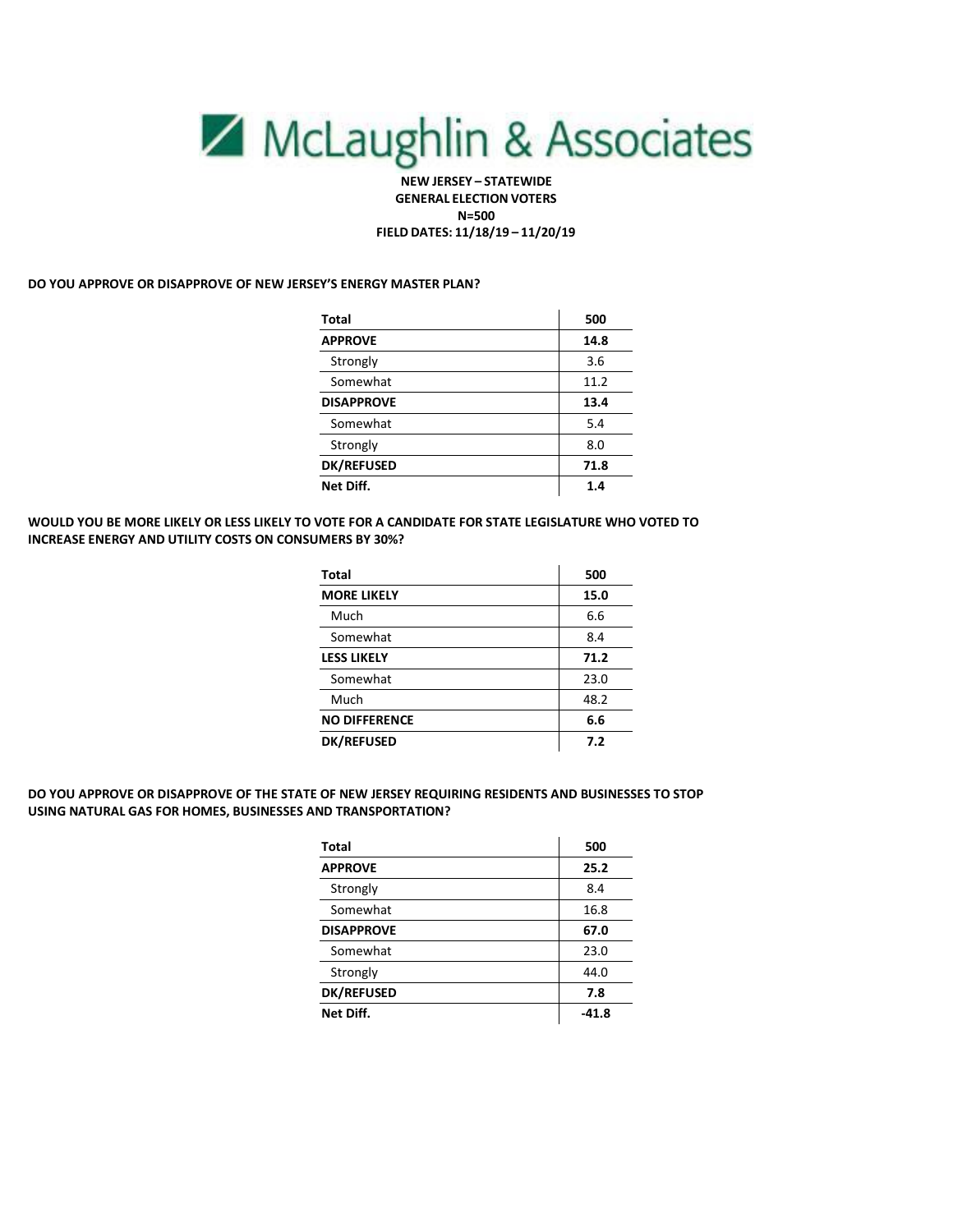# McLaughlin & Associates

**NEW JERSEY – STATEWIDE**
**GENERAL ELECTION VOTERS**
**N=500**
**FIELD DATES: 11/18/19 – 11/20/19**

**DO YOU APPROVE OR DISAPPROVE OF NEW JERSEY'S ENERGY MASTER PLAN?**

| Total | 500 |
|---|---|
| **APPROVE** | **14.8** |
| Strongly | 3.6 |
| Somewhat | 11.2 |
| **DISAPPROVE** | **13.4** |
| Somewhat | 5.4 |
| Strongly | 8.0 |
| **DK/REFUSED** | **71.8** |
| **Net Diff.** | **1.4** |

**WOULD YOU BE MORE LIKELY OR LESS LIKELY TO VOTE FOR A CANDIDATE FOR STATE LEGISLATURE WHO VOTED TO INCREASE ENERGY AND UTILITY COSTS ON CONSUMERS BY 30%?**

| Total | 500 |
|---|---|
| **MORE LIKELY** | **15.0** |
| Much | 6.6 |
| Somewhat | 8.4 |
| **LESS LIKELY** | **71.2** |
| Somewhat | 23.0 |
| Much | 48.2 |
| **NO DIFFERENCE** | **6.6** |
| **DK/REFUSED** | **7.2** |

**DO YOU APPROVE OR DISAPPROVE OF THE STATE OF NEW JERSEY REQUIRING RESIDENTS AND BUSINESSES TO STOP USING NATURAL GAS FOR HOMES, BUSINESSES AND TRANSPORTATION?**

| Total | 500 |
|---|---|
| **APPROVE** | **25.2** |
| Strongly | 8.4 |
| Somewhat | 16.8 |
| **DISAPPROVE** | **67.0** |
| Somewhat | 23.0 |
| Strongly | 44.0 |
| **DK/REFUSED** | **7.8** |
| **Net Diff.** | **-41.8** |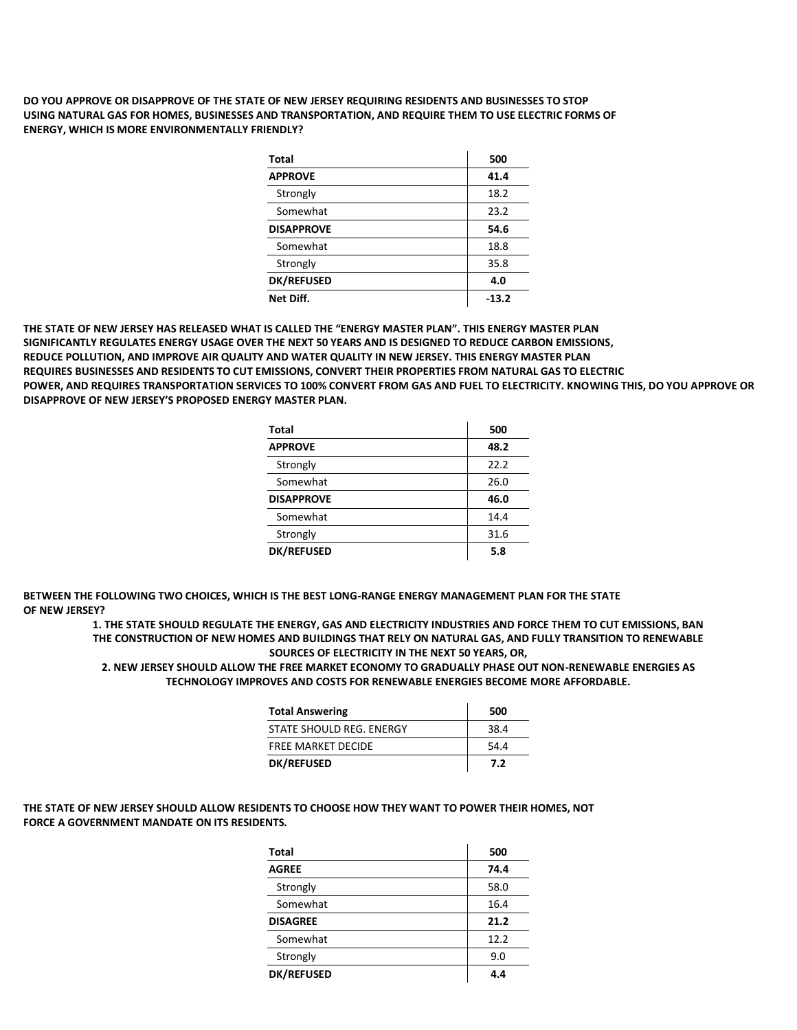**DO YOU APPROVE OR DISAPPROVE OF THE STATE OF NEW JERSEY REQUIRING RESIDENTS AND BUSINESSES TO STOP USING NATURAL GAS FOR HOMES, BUSINESSES AND TRANSPORTATION, AND REQUIRE THEM TO USE ELECTRIC FORMS OF ENERGY, WHICH IS MORE ENVIRONMENTALLY FRIENDLY?**

| Total | 500 |
| --- | --- |
| **APPROVE** | **41.4** |
| Strongly | 18.2 |
| Somewhat | 23.2 |
| **DISAPPROVE** | **54.6** |
| Somewhat | 18.8 |
| Strongly | 35.8 |
| **DK/REFUSED** | **4.0** |
| **Net Diff.** | **-13.2** |

**THE STATE OF NEW JERSEY HAS RELEASED WHAT IS CALLED THE "ENERGY MASTER PLAN". THIS ENERGY MASTER PLAN SIGNIFICANTLY REGULATES ENERGY USAGE OVER THE NEXT 50 YEARS AND IS DESIGNED TO REDUCE CARBON EMISSIONS, REDUCE POLLUTION, AND IMPROVE AIR QUALITY AND WATER QUALITY IN NEW JERSEY. THIS ENERGY MASTER PLAN REQUIRES BUSINESSES AND RESIDENTS TO CUT EMISSIONS, CONVERT THEIR PROPERTIES FROM NATURAL GAS TO ELECTRIC POWER, AND REQUIRES TRANSPORTATION SERVICES TO 100% CONVERT FROM GAS AND FUEL TO ELECTRICITY. KNOWING THIS, DO YOU APPROVE OR DISAPPROVE OF NEW JERSEY'S PROPOSED ENERGY MASTER PLAN.**

| Total | 500 |
| --- | --- |
| **APPROVE** | **48.2** |
| Strongly | 22.2 |
| Somewhat | 26.0 |
| **DISAPPROVE** | **46.0** |
| Somewhat | 14.4 |
| Strongly | 31.6 |
| **DK/REFUSED** | **5.8** |

**BETWEEN THE FOLLOWING TWO CHOICES, WHICH IS THE BEST LONG-RANGE ENERGY MANAGEMENT PLAN FOR THE STATE OF NEW JERSEY?**

1. **THE STATE SHOULD REGULATE THE ENERGY, GAS AND ELECTRICITY INDUSTRIES AND FORCE THEM TO CUT EMISSIONS, BAN THE CONSTRUCTION OF NEW HOMES AND BUILDINGS THAT RELY ON NATURAL GAS, AND FULLY TRANSITION TO RENEWABLE SOURCES OF ELECTRICITY IN THE NEXT 50 YEARS, OR,**
2. **NEW JERSEY SHOULD ALLOW THE FREE MARKET ECONOMY TO GRADUALLY PHASE OUT NON-RENEWABLE ENERGIES AS TECHNOLOGY IMPROVES AND COSTS FOR RENEWABLE ENERGIES BECOME MORE AFFORDABLE.**

| Total Answering | 500 |
| --- | --- |
| STATE SHOULD REG. ENERGY | 38.4 |
| FREE MARKET DECIDE | 54.4 |
| **DK/REFUSED** | **7.2** |

**THE STATE OF NEW JERSEY SHOULD ALLOW RESIDENTS TO CHOOSE HOW THEY WANT TO POWER THEIR HOMES, NOT FORCE A GOVERNMENT MANDATE ON ITS RESIDENTS.**

| Total | 500 |
| --- | --- |
| **AGREE** | **74.4** |
| Strongly | 58.0 |
| Somewhat | 16.4 |
| **DISAGREE** | **21.2** |
| Somewhat | 12.2 |
| Strongly | 9.0 |
| **DK/REFUSED** | **4.4** |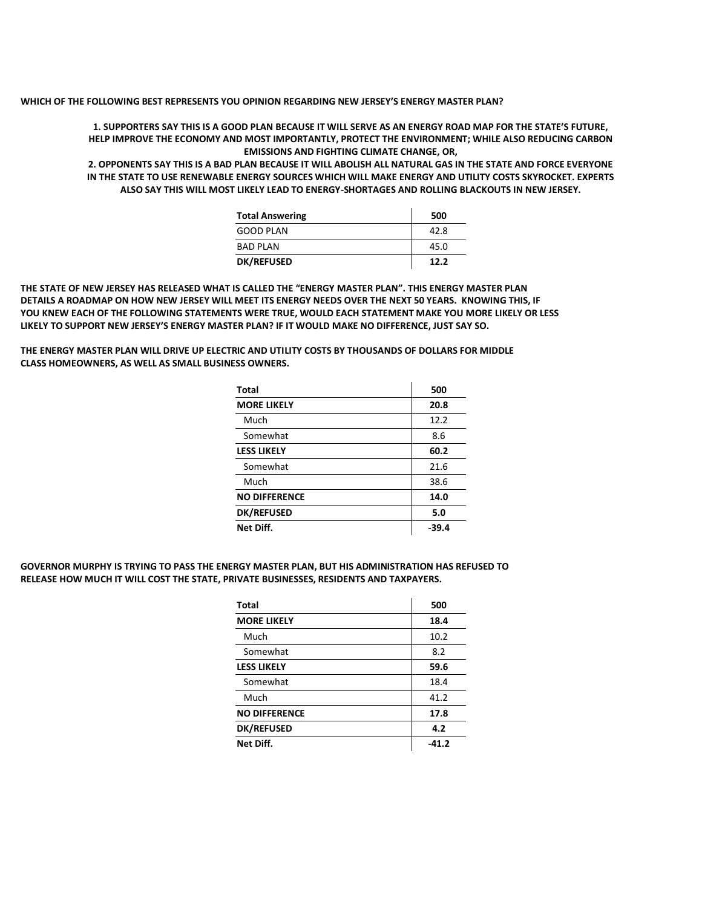**WHICH OF THE FOLLOWING BEST REPRESENTS YOU OPINION REGARDING NEW JERSEY'S ENERGY MASTER PLAN?**

**1. SUPPORTERS SAY THIS IS A GOOD PLAN BECAUSE IT WILL SERVE AS AN ENERGY ROAD MAP FOR THE STATE'S FUTURE, HELP IMPROVE THE ECONOMY AND MOST IMPORTANTLY, PROTECT THE ENVIRONMENT; WHILE ALSO REDUCING CARBON EMISSIONS AND FIGHTING CLIMATE CHANGE, OR,**

**2. OPPONENTS SAY THIS IS A BAD PLAN BECAUSE IT WILL ABOLISH ALL NATURAL GAS IN THE STATE AND FORCE EVERYONE IN THE STATE TO USE RENEWABLE ENERGY SOURCES WHICH WILL MAKE ENERGY AND UTILITY COSTS SKYROCKET. EXPERTS ALSO SAY THIS WILL MOST LIKELY LEAD TO ENERGY-SHORTAGES AND ROLLING BLACKOUTS IN NEW JERSEY.**

| **Total Answering** | **500** |
|---|---|
| GOOD PLAN | 42.8 |
| BAD PLAN | 45.0 |
| **DK/REFUSED** | **12.2** |

**THE STATE OF NEW JERSEY HAS RELEASED WHAT IS CALLED THE "ENERGY MASTER PLAN". THIS ENERGY MASTER PLAN DETAILS A ROADMAP ON HOW NEW JERSEY WILL MEET ITS ENERGY NEEDS OVER THE NEXT 50 YEARS. KNOWING THIS, IF YOU KNEW EACH OF THE FOLLOWING STATEMENTS WERE TRUE, WOULD EACH STATEMENT MAKE YOU MORE LIKELY OR LESS LIKELY TO SUPPORT NEW JERSEY'S ENERGY MASTER PLAN? IF IT WOULD MAKE NO DIFFERENCE, JUST SAY SO.**

**THE ENERGY MASTER PLAN WILL DRIVE UP ELECTRIC AND UTILITY COSTS BY THOUSANDS OF DOLLARS FOR MIDDLE CLASS HOMEOWNERS, AS WELL AS SMALL BUSINESS OWNERS.**

| **Total** | **500** |
|---|---|
| **MORE LIKELY** | **20.8** |
| Much | 12.2 |
| Somewhat | 8.6 |
| **LESS LIKELY** | **60.2** |
| Somewhat | 21.6 |
| Much | 38.6 |
| **NO DIFFERENCE** | **14.0** |
| **DK/REFUSED** | **5.0** |
| **Net Diff.** | **-39.4** |

**GOVERNOR MURPHY IS TRYING TO PASS THE ENERGY MASTER PLAN, BUT HIS ADMINISTRATION HAS REFUSED TO RELEASE HOW MUCH IT WILL COST THE STATE, PRIVATE BUSINESSES, RESIDENTS AND TAXPAYERS.**

| **Total** | **500** |
|---|---|
| **MORE LIKELY** | **18.4** |
| Much | 10.2 |
| Somewhat | 8.2 |
| **LESS LIKELY** | **59.6** |
| Somewhat | 18.4 |
| Much | 41.2 |
| **NO DIFFERENCE** | **17.8** |
| **DK/REFUSED** | **4.2** |
| **Net Diff.** | **-41.2** |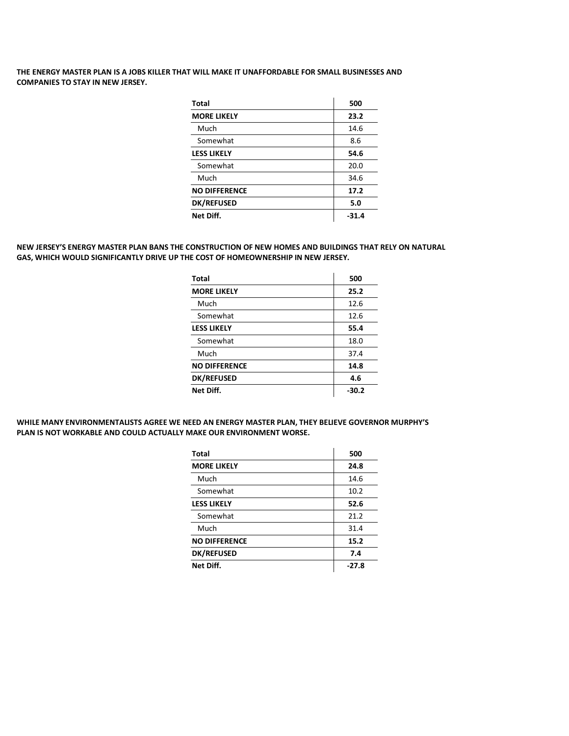**THE ENERGY MASTER PLAN IS A JOBS KILLER THAT WILL MAKE IT UNAFFORDABLE FOR SMALL BUSINESSES AND COMPANIES TO STAY IN NEW JERSEY.**

| Total | 500 |
|---|---|
| **MORE LIKELY** | **23.2** |
| Much | 14.6 |
| Somewhat | 8.6 |
| **LESS LIKELY** | **54.6** |
| Somewhat | 20.0 |
| Much | 34.6 |
| **NO DIFFERENCE** | **17.2** |
| **DK/REFUSED** | **5.0** |
| **Net Diff.** | **-31.4** |

**NEW JERSEY'S ENERGY MASTER PLAN BANS THE CONSTRUCTION OF NEW HOMES AND BUILDINGS THAT RELY ON NATURAL GAS, WHICH WOULD SIGNIFICANTLY DRIVE UP THE COST OF HOMEOWNERSHIP IN NEW JERSEY.**

| Total | 500 |
|---|---|
| **MORE LIKELY** | **25.2** |
| Much | 12.6 |
| Somewhat | 12.6 |
| **LESS LIKELY** | **55.4** |
| Somewhat | 18.0 |
| Much | 37.4 |
| **NO DIFFERENCE** | **14.8** |
| **DK/REFUSED** | **4.6** |
| **Net Diff.** | **-30.2** |

**WHILE MANY ENVIRONMENTALISTS AGREE WE NEED AN ENERGY MASTER PLAN, THEY BELIEVE GOVERNOR MURPHY'S PLAN IS NOT WORKABLE AND COULD ACTUALLY MAKE OUR ENVIRONMENT WORSE.**

| Total | 500 |
|---|---|
| **MORE LIKELY** | **24.8** |
| Much | 14.6 |
| Somewhat | 10.2 |
| **LESS LIKELY** | **52.6** |
| Somewhat | 21.2 |
| Much | 31.4 |
| **NO DIFFERENCE** | **15.2** |
| **DK/REFUSED** | **7.4** |
| **Net Diff.** | **-27.8** |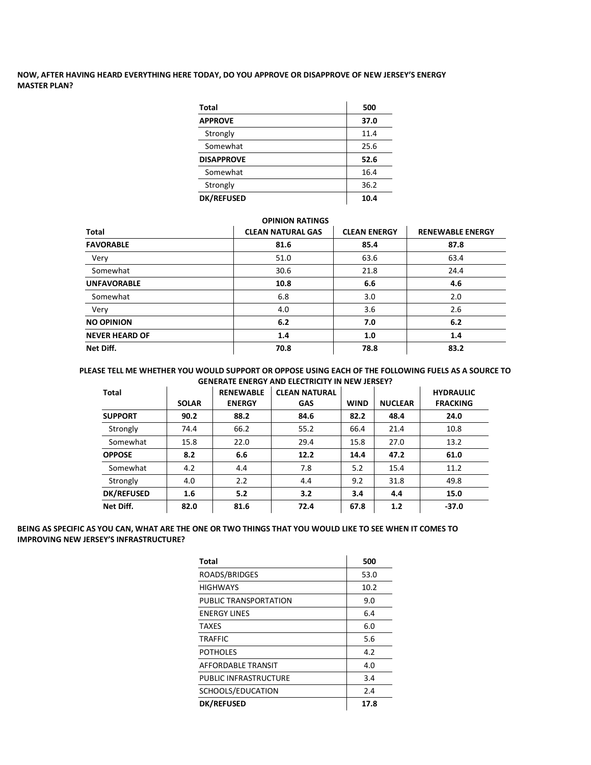**NOW, AFTER HAVING HEARD EVERYTHING HERE TODAY, DO YOU APPROVE OR DISAPPROVE OF NEW JERSEY'S ENERGY MASTER PLAN?**

| Total | 500 |
|---|---|
| **APPROVE** | **37.0** |
| Strongly | 11.4 |
| Somewhat | 25.6 |
| **DISAPPROVE** | **52.6** |
| Somewhat | 16.4 |
| Strongly | 36.2 |
| **DK/REFUSED** | **10.4** |

**OPINION RATINGS**

| Total | CLEAN NATURAL GAS | CLEAN ENERGY | RENEWABLE ENERGY |
|---|---|---|---|
| **FAVORABLE** | **81.6** | **85.4** | **87.8** |
| Very | 51.0 | 63.6 | 63.4 |
| Somewhat | 30.6 | 21.8 | 24.4 |
| **UNFAVORABLE** | **10.8** | **6.6** | **4.6** |
| Somewhat | 6.8 | 3.0 | 2.0 |
| Very | 4.0 | 3.6 | 2.6 |
| **NO OPINION** | **6.2** | **7.0** | **6.2** |
| **NEVER HEARD OF** | **1.4** | **1.0** | **1.4** |
| **Net Diff.** | **70.8** | **78.8** | **83.2** |

**PLEASE TELL ME WHETHER YOU WOULD SUPPORT OR OPPOSE USING EACH OF THE FOLLOWING FUELS AS A SOURCE TO GENERATE ENERGY AND ELECTRICITY IN NEW JERSEY?**

| Total | SOLAR | RENEWABLE ENERGY | CLEAN NATURAL GAS | WIND | NUCLEAR | HYDRAULIC FRACKING |
|---|---|---|---|---|---|---|
| **SUPPORT** | **90.2** | **88.2** | **84.6** | **82.2** | **48.4** | **24.0** |
| Strongly | 74.4 | 66.2 | 55.2 | 66.4 | 21.4 | 10.8 |
| Somewhat | 15.8 | 22.0 | 29.4 | 15.8 | 27.0 | 13.2 |
| **OPPOSE** | **8.2** | **6.6** | **12.2** | **14.4** | **47.2** | **61.0** |
| Somewhat | 4.2 | 4.4 | 7.8 | 5.2 | 15.4 | 11.2 |
| Strongly | 4.0 | 2.2 | 4.4 | 9.2 | 31.8 | 49.8 |
| **DK/REFUSED** | **1.6** | **5.2** | **3.2** | **3.4** | **4.4** | **15.0** |
| **Net Diff.** | **82.0** | **81.6** | **72.4** | **67.8** | **1.2** | **-37.0** |

**BEING AS SPECIFIC AS YOU CAN, WHAT ARE THE ONE OR TWO THINGS THAT YOU WOULD LIKE TO SEE WHEN IT COMES TO IMPROVING NEW JERSEY'S INFRASTRUCTURE?**

| Total | 500 |
|---|---|
| ROADS/BRIDGES | 53.0 |
| HIGHWAYS | 10.2 |
| PUBLIC TRANSPORTATION | 9.0 |
| ENERGY LINES | 6.4 |
| TAXES | 6.0 |
| TRAFFIC | 5.6 |
| POTHOLES | 4.2 |
| AFFORDABLE TRANSIT | 4.0 |
| PUBLIC INFRASTRUCTURE | 3.4 |
| SCHOOLS/EDUCATION | 2.4 |
| **DK/REFUSED** | **17.8** |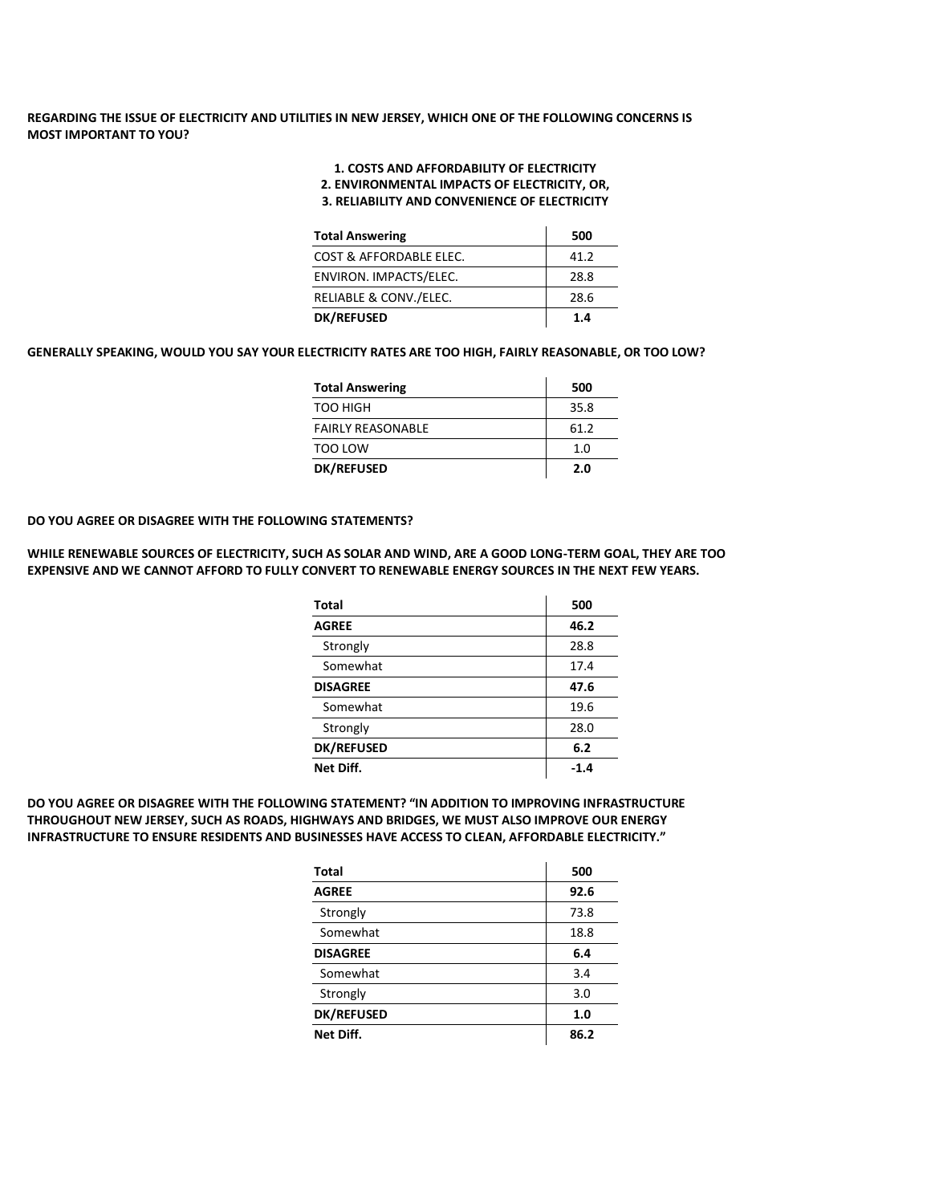**REGARDING THE ISSUE OF ELECTRICITY AND UTILITIES IN NEW JERSEY, WHICH ONE OF THE FOLLOWING CONCERNS IS MOST IMPORTANT TO YOU?**

**1. COSTS AND AFFORDABILITY OF ELECTRICITY**
**2. ENVIRONMENTAL IMPACTS OF ELECTRICITY, OR,**
**3. RELIABILITY AND CONVENIENCE OF ELECTRICITY**

| **Total Answering** | **500** |
|---|---|
| COST & AFFORDABLE ELEC. | 41.2 |
| ENVIRON. IMPACTS/ELEC. | 28.8 |
| RELIABLE & CONV./ELEC. | 28.6 |
| **DK/REFUSED** | **1.4** |

**GENERALLY SPEAKING, WOULD YOU SAY YOUR ELECTRICITY RATES ARE TOO HIGH, FAIRLY REASONABLE, OR TOO LOW?**

| **Total Answering** | **500** |
|---|---|
| TOO HIGH | 35.8 |
| FAIRLY REASONABLE | 61.2 |
| TOO LOW | 1.0 |
| **DK/REFUSED** | **2.0** |

**DO YOU AGREE OR DISAGREE WITH THE FOLLOWING STATEMENTS?**

**WHILE RENEWABLE SOURCES OF ELECTRICITY, SUCH AS SOLAR AND WIND, ARE A GOOD LONG-TERM GOAL, THEY ARE TOO EXPENSIVE AND WE CANNOT AFFORD TO FULLY CONVERT TO RENEWABLE ENERGY SOURCES IN THE NEXT FEW YEARS.**

| **Total** | **500** |
|---|---|
| **AGREE** | **46.2** |
| Strongly | 28.8 |
| Somewhat | 17.4 |
| **DISAGREE** | **47.6** |
| Somewhat | 19.6 |
| Strongly | 28.0 |
| **DK/REFUSED** | **6.2** |
| **Net Diff.** | **-1.4** |

**DO YOU AGREE OR DISAGREE WITH THE FOLLOWING STATEMENT? "IN ADDITION TO IMPROVING INFRASTRUCTURE THROUGHOUT NEW JERSEY, SUCH AS ROADS, HIGHWAYS AND BRIDGES, WE MUST ALSO IMPROVE OUR ENERGY INFRASTRUCTURE TO ENSURE RESIDENTS AND BUSINESSES HAVE ACCESS TO CLEAN, AFFORDABLE ELECTRICITY."**

| **Total** | **500** |
|---|---|
| **AGREE** | **92.6** |
| Strongly | 73.8 |
| Somewhat | 18.8 |
| **DISAGREE** | **6.4** |
| Somewhat | 3.4 |
| Strongly | 3.0 |
| **DK/REFUSED** | **1.0** |
| **Net Diff.** | **86.2** |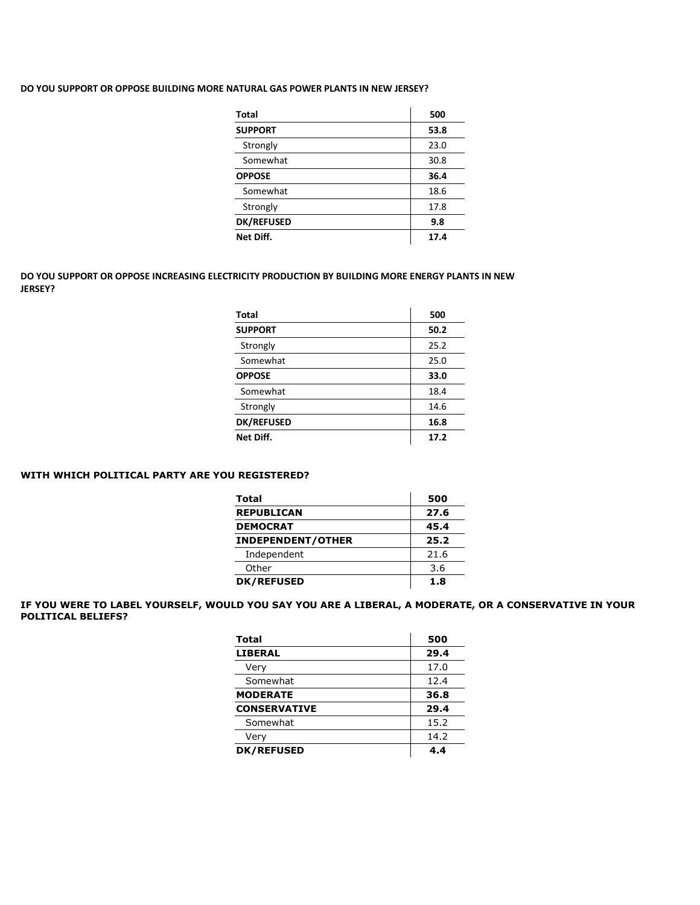**DO YOU SUPPORT OR OPPOSE BUILDING MORE NATURAL GAS POWER PLANTS IN NEW JERSEY?**

| Total | 500 |
|---|---|
| **SUPPORT** | **53.8** |
| Strongly | 23.0 |
| Somewhat | 30.8 |
| **OPPOSE** | **36.4** |
| Somewhat | 18.6 |
| Strongly | 17.8 |
| **DK/REFUSED** | **9.8** |
| **Net Diff.** | **17.4** |

**DO YOU SUPPORT OR OPPOSE INCREASING ELECTRICITY PRODUCTION BY BUILDING MORE ENERGY PLANTS IN NEW JERSEY?**

| Total | 500 |
|---|---|
| **SUPPORT** | **50.2** |
| Strongly | 25.2 |
| Somewhat | 25.0 |
| **OPPOSE** | **33.0** |
| Somewhat | 18.4 |
| Strongly | 14.6 |
| **DK/REFUSED** | **16.8** |
| **Net Diff.** | **17.2** |

**WITH WHICH POLITICAL PARTY ARE YOU REGISTERED?**

| Total | 500 |
|---|---|
| **REPUBLICAN** | **27.6** |
| **DEMOCRAT** | **45.4** |
| **INDEPENDENT/OTHER** | **25.2** |
| Independent | 21.6 |
| Other | 3.6 |
| **DK/REFUSED** | **1.8** |

**IF YOU WERE TO LABEL YOURSELF, WOULD YOU SAY YOU ARE A LIBERAL, A MODERATE, OR A CONSERVATIVE IN YOUR POLITICAL BELIEFS?**

| Total | 500 |
|---|---|
| **LIBERAL** | **29.4** |
| Very | 17.0 |
| Somewhat | 12.4 |
| **MODERATE** | **36.8** |
| **CONSERVATIVE** | **29.4** |
| Somewhat | 15.2 |
| Very | 14.2 |
| **DK/REFUSED** | **4.4** |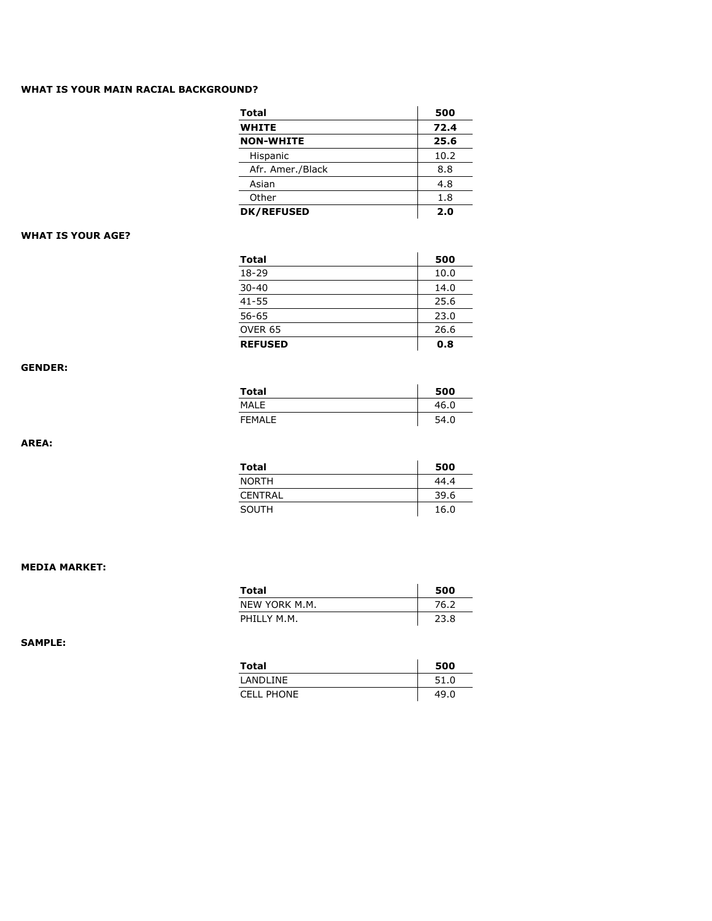**WHAT IS YOUR MAIN RACIAL BACKGROUND?**

| **Total** | **500** |
|---|---|
| **WHITE** | **72.4** |
| **NON-WHITE** | **25.6** |
| Hispanic | 10.2 |
| Afr. Amer./Black | 8.8 |
| Asian | 4.8 |
| Other | 1.8 |
| **DK/REFUSED** | **2.0** |

**WHAT IS YOUR AGE?**

| **Total** | **500** |
|---|---|
| 18-29 | 10.0 |
| 30-40 | 14.0 |
| 41-55 | 25.6 |
| 56-65 | 23.0 |
| OVER 65 | 26.6 |
| **REFUSED** | **0.8** |

**GENDER:**

| **Total** | **500** |
|---|---|
| MALE | 46.0 |
| FEMALE | 54.0 |

**AREA:**

| **Total** | **500** |
|---|---|
| NORTH | 44.4 |
| CENTRAL | 39.6 |
| SOUTH | 16.0 |

**MEDIA MARKET:**

| **Total** | **500** |
|---|---|
| NEW YORK M.M. | 76.2 |
| PHILLY M.M. | 23.8 |

**SAMPLE:**

| **Total** | **500** |
|---|---|
| LANDLINE | 51.0 |
| CELL PHONE | 49.0 |